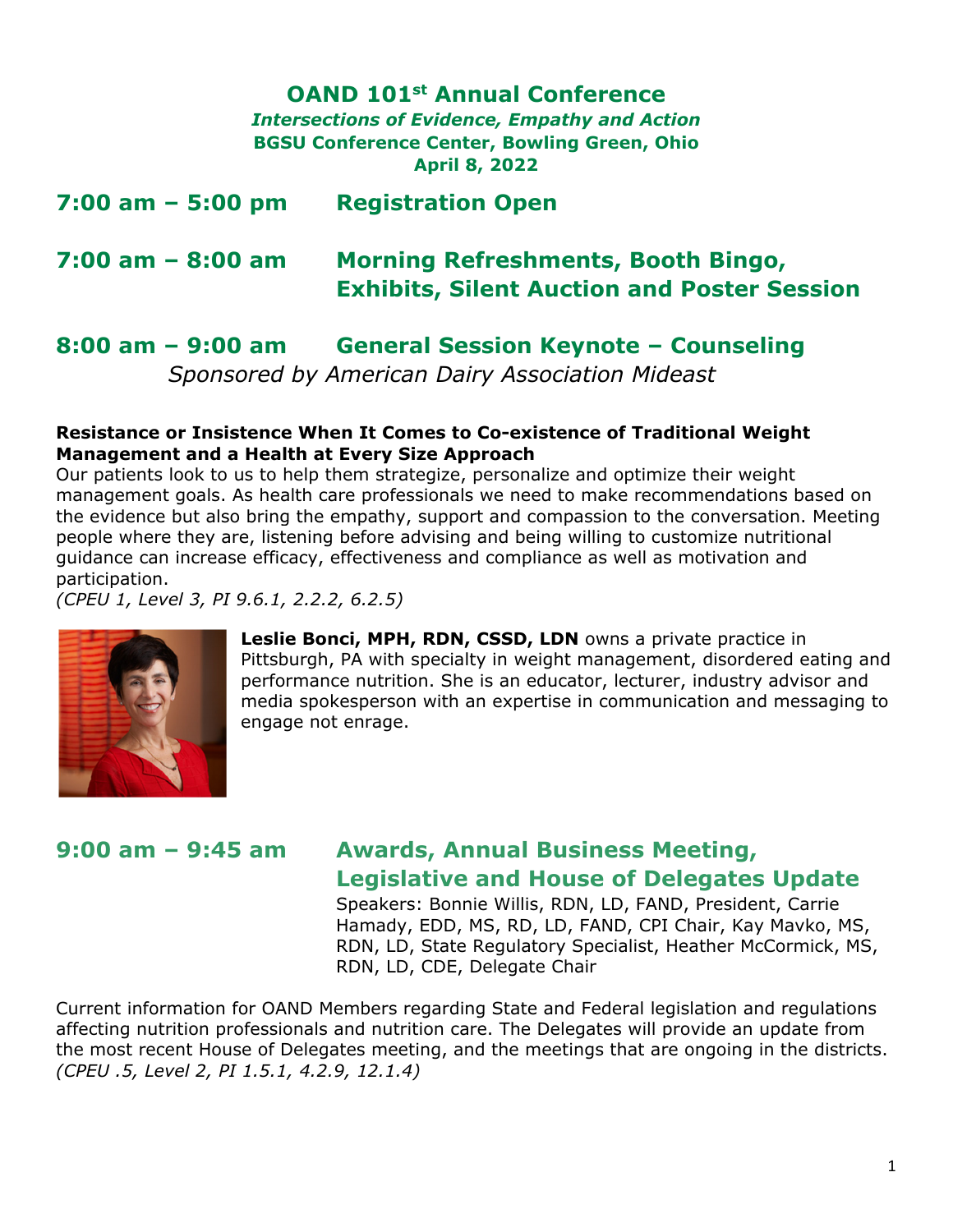# OAND 101st Annual Conference

***Intersections of Evidence, Empathy and Action***

**BGSU Conference Center, Bowling Green, Ohio**

**April 8, 2022**

## 7:00 am – 5:00 pm Registration Open

## 7:00 am – 8:00 am Morning Refreshments, Booth Bingo, Exhibits, Silent Auction and Poster Session

## 8:00 am – 9:00 am General Session Keynote – Counseling

*Sponsored by American Dairy Association Mideast*

**Resistance or Insistence When It Comes to Co-existence of Traditional Weight Management and a Health at Every Size Approach**

Our patients look to us to help them strategize, personalize and optimize their weight management goals. As health care professionals we need to make recommendations based on the evidence but also bring the empathy, support and compassion to the conversation. Meeting people where they are, listening before advising and being willing to customize nutritional guidance can increase efficacy, effectiveness and compliance as well as motivation and participation.

*(CPEU 1, Level 3, PI 9.6.1, 2.2.2, 6.2.5)*

**Leslie Bonci, MPH, RDN, CSSD, LDN** owns a private practice in Pittsburgh, PA with specialty in weight management, disordered eating and performance nutrition. She is an educator, lecturer, industry advisor and media spokesperson with an expertise in communication and messaging to engage not enrage.

## 9:00 am – 9:45 am Awards, Annual Business Meeting, Legislative and House of Delegates Update

Speakers: Bonnie Willis, RDN, LD, FAND, President, Carrie Hamady, EDD, MS, RD, LD, FAND, CPI Chair, Kay Mavko, MS, RDN, LD, State Regulatory Specialist, Heather McCormick, MS, RDN, LD, CDE, Delegate Chair

Current information for OAND Members regarding State and Federal legislation and regulations affecting nutrition professionals and nutrition care. The Delegates will provide an update from the most recent House of Delegates meeting, and the meetings that are ongoing in the districts.

*(CPEU .5, Level 2, PI 1.5.1, 4.2.9, 12.1.4)*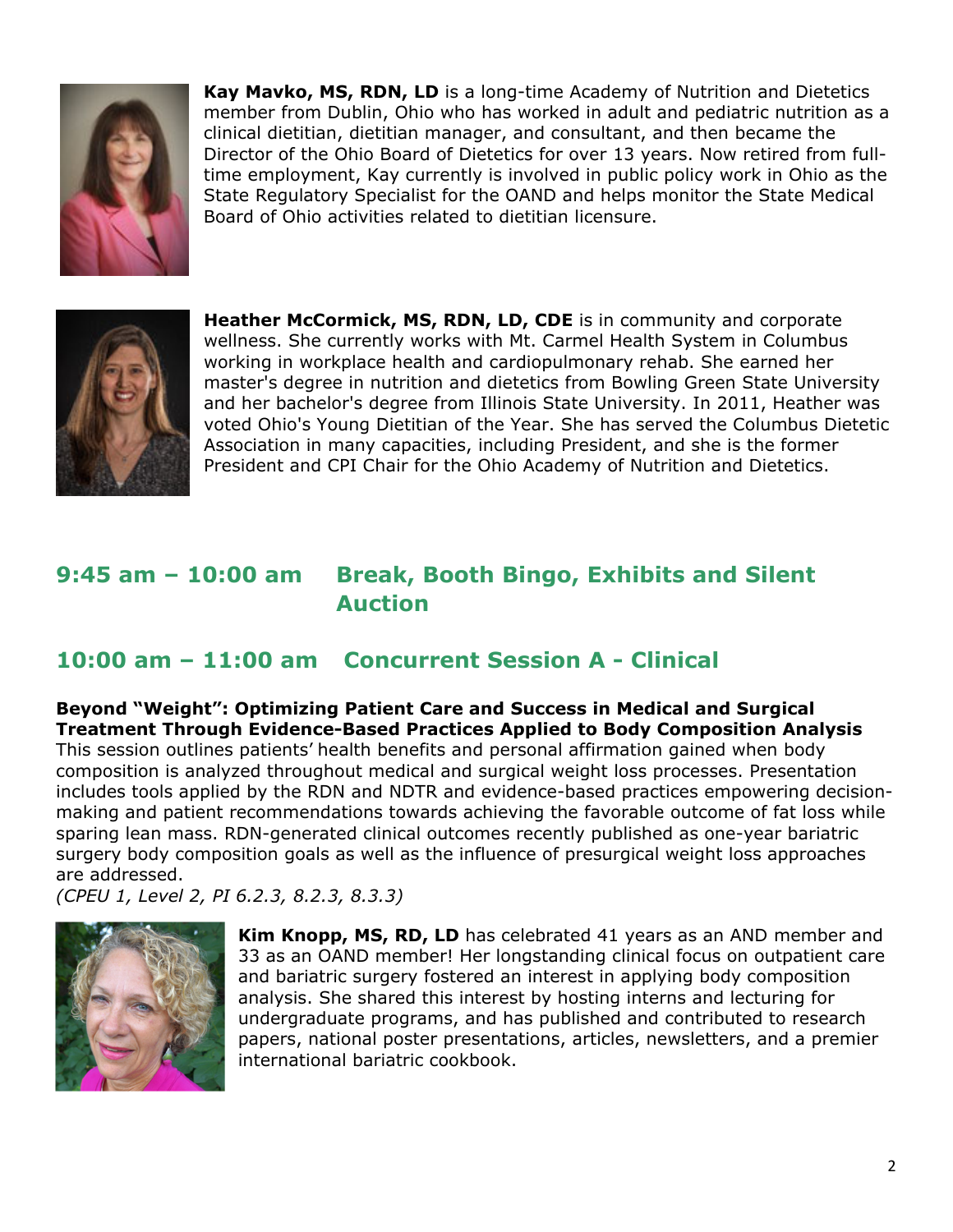**Kay Mavko, MS, RDN, LD** is a long-time Academy of Nutrition and Dietetics member from Dublin, Ohio who has worked in adult and pediatric nutrition as a clinical dietitian, dietitian manager, and consultant, and then became the Director of the Ohio Board of Dietetics for over 13 years. Now retired from full-time employment, Kay currently is involved in public policy work in Ohio as the State Regulatory Specialist for the OAND and helps monitor the State Medical Board of Ohio activities related to dietitian licensure.

**Heather McCormick, MS, RDN, LD, CDE** is in community and corporate wellness. She currently works with Mt. Carmel Health System in Columbus working in workplace health and cardiopulmonary rehab. She earned her master's degree in nutrition and dietetics from Bowling Green State University and her bachelor's degree from Illinois State University. In 2011, Heather was voted Ohio's Young Dietitian of the Year. She has served the Columbus Dietetic Association in many capacities, including President, and she is the former President and CPI Chair for the Ohio Academy of Nutrition and Dietetics.

## 9:45 am – 10:00 am Break, Booth Bingo, Exhibits and Silent Auction

## 10:00 am – 11:00 am Concurrent Session A - Clinical

**Beyond "Weight": Optimizing Patient Care and Success in Medical and Surgical Treatment Through Evidence-Based Practices Applied to Body Composition Analysis**

This session outlines patients' health benefits and personal affirmation gained when body composition is analyzed throughout medical and surgical weight loss processes. Presentation includes tools applied by the RDN and NDTR and evidence-based practices empowering decision-making and patient recommendations towards achieving the favorable outcome of fat loss while sparing lean mass. RDN-generated clinical outcomes recently published as one-year bariatric surgery body composition goals as well as the influence of presurgical weight loss approaches are addressed.

*(CPEU 1, Level 2, PI 6.2.3, 8.2.3, 8.3.3)*

**Kim Knopp, MS, RD, LD** has celebrated 41 years as an AND member and 33 as an OAND member! Her longstanding clinical focus on outpatient care and bariatric surgery fostered an interest in applying body composition analysis. She shared this interest by hosting interns and lecturing for undergraduate programs, and has published and contributed to research papers, national poster presentations, articles, newsletters, and a premier international bariatric cookbook.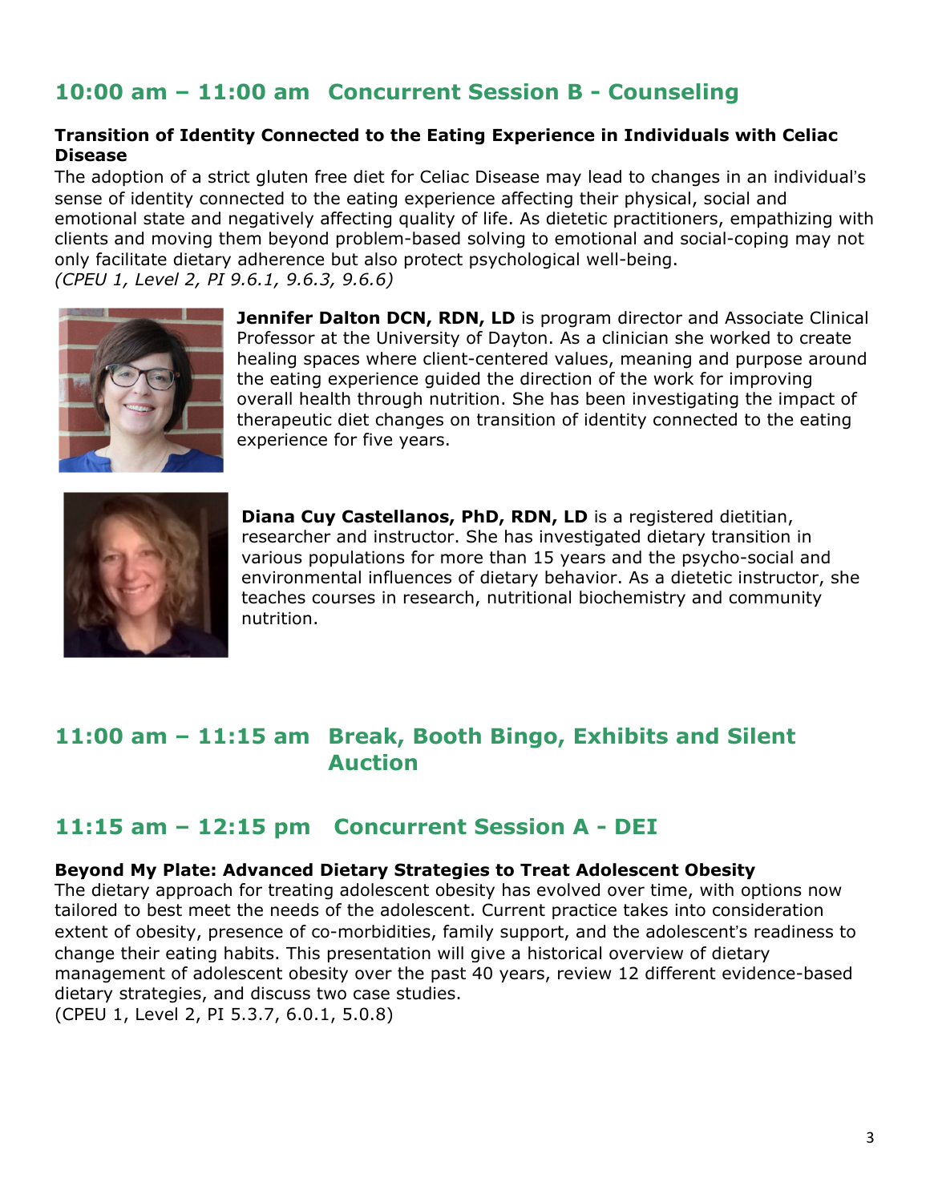## 10:00 am – 11:00 am Concurrent Session B - Counseling

**Transition of Identity Connected to the Eating Experience in Individuals with Celiac Disease**

The adoption of a strict gluten free diet for Celiac Disease may lead to changes in an individual's sense of identity connected to the eating experience affecting their physical, social and emotional state and negatively affecting quality of life. As dietetic practitioners, empathizing with clients and moving them beyond problem-based solving to emotional and social-coping may not only facilitate dietary adherence but also protect psychological well-being.
*(CPEU 1, Level 2, PI 9.6.1, 9.6.3, 9.6.6)*

**Jennifer Dalton DCN, RDN, LD** is program director and Associate Clinical Professor at the University of Dayton. As a clinician she worked to create healing spaces where client-centered values, meaning and purpose around the eating experience guided the direction of the work for improving overall health through nutrition. She has been investigating the impact of therapeutic diet changes on transition of identity connected to the eating experience for five years.

**Diana Cuy Castellanos, PhD, RDN, LD** is a registered dietitian, researcher and instructor. She has investigated dietary transition in various populations for more than 15 years and the psycho-social and environmental influences of dietary behavior. As a dietetic instructor, she teaches courses in research, nutritional biochemistry and community nutrition.

## 11:00 am – 11:15 am Break, Booth Bingo, Exhibits and Silent Auction

## 11:15 am – 12:15 pm Concurrent Session A - DEI

**Beyond My Plate: Advanced Dietary Strategies to Treat Adolescent Obesity**

The dietary approach for treating adolescent obesity has evolved over time, with options now tailored to best meet the needs of the adolescent. Current practice takes into consideration extent of obesity, presence of co-morbidities, family support, and the adolescent's readiness to change their eating habits. This presentation will give a historical overview of dietary management of adolescent obesity over the past 40 years, review 12 different evidence-based dietary strategies, and discuss two case studies.
(CPEU 1, Level 2, PI 5.3.7, 6.0.1, 5.0.8)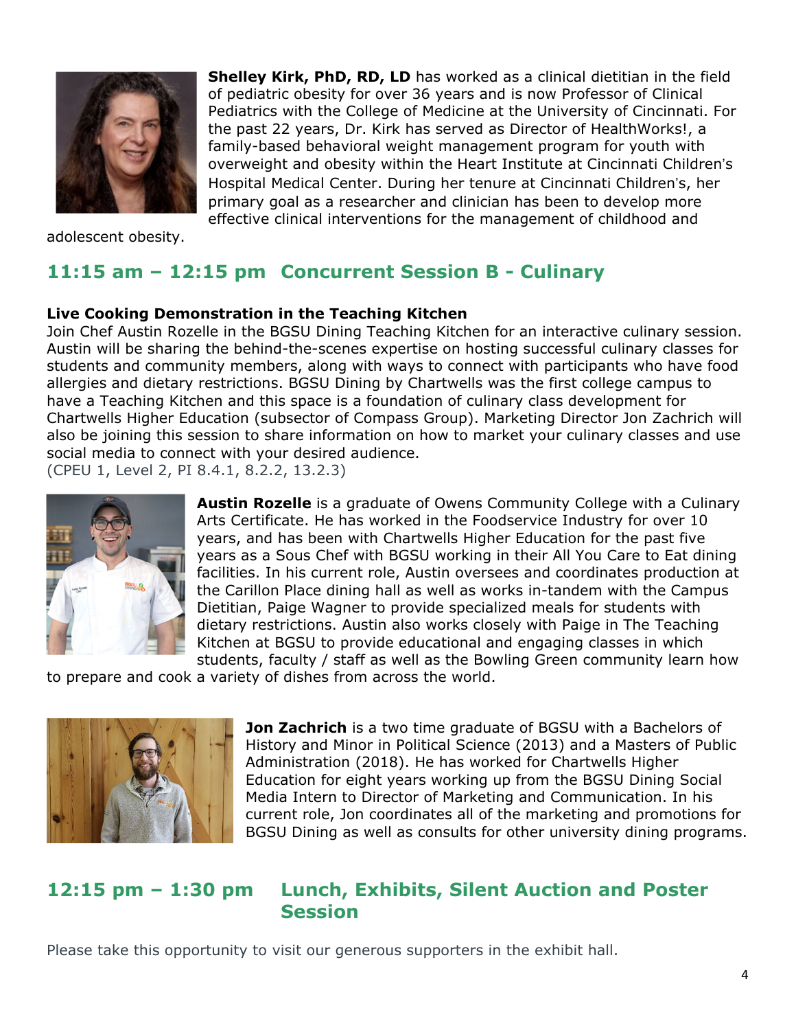**Shelley Kirk, PhD, RD, LD** has worked as a clinical dietitian in the field of pediatric obesity for over 36 years and is now Professor of Clinical Pediatrics with the College of Medicine at the University of Cincinnati. For the past 22 years, Dr. Kirk has served as Director of HealthWorks!, a family-based behavioral weight management program for youth with overweight and obesity within the Heart Institute at Cincinnati Children's Hospital Medical Center. During her tenure at Cincinnati Children's, her primary goal as a researcher and clinician has been to develop more effective clinical interventions for the management of childhood and adolescent obesity.

## 11:15 am – 12:15 pm Concurrent Session B - Culinary

**Live Cooking Demonstration in the Teaching Kitchen**

Join Chef Austin Rozelle in the BGSU Dining Teaching Kitchen for an interactive culinary session. Austin will be sharing the behind-the-scenes expertise on hosting successful culinary classes for students and community members, along with ways to connect with participants who have food allergies and dietary restrictions. BGSU Dining by Chartwells was the first college campus to have a Teaching Kitchen and this space is a foundation of culinary class development for Chartwells Higher Education (subsector of Compass Group). Marketing Director Jon Zachrich will also be joining this session to share information on how to market your culinary classes and use social media to connect with your desired audience.

(CPEU 1, Level 2, PI 8.4.1, 8.2.2, 13.2.3)

**Austin Rozelle** is a graduate of Owens Community College with a Culinary Arts Certificate. He has worked in the Foodservice Industry for over 10 years, and has been with Chartwells Higher Education for the past five years as a Sous Chef with BGSU working in their All You Care to Eat dining facilities. In his current role, Austin oversees and coordinates production at the Carillon Place dining hall as well as works in-tandem with the Campus Dietitian, Paige Wagner to provide specialized meals for students with dietary restrictions. Austin also works closely with Paige in The Teaching Kitchen at BGSU to provide educational and engaging classes in which students, faculty / staff as well as the Bowling Green community learn how to prepare and cook a variety of dishes from across the world.

**Jon Zachrich** is a two time graduate of BGSU with a Bachelors of History and Minor in Political Science (2013) and a Masters of Public Administration (2018). He has worked for Chartwells Higher Education for eight years working up from the BGSU Dining Social Media Intern to Director of Marketing and Communication. In his current role, Jon coordinates all of the marketing and promotions for BGSU Dining as well as consults for other university dining programs.

## 12:15 pm – 1:30 pm Lunch, Exhibits, Silent Auction and Poster Session

Please take this opportunity to visit our generous supporters in the exhibit hall.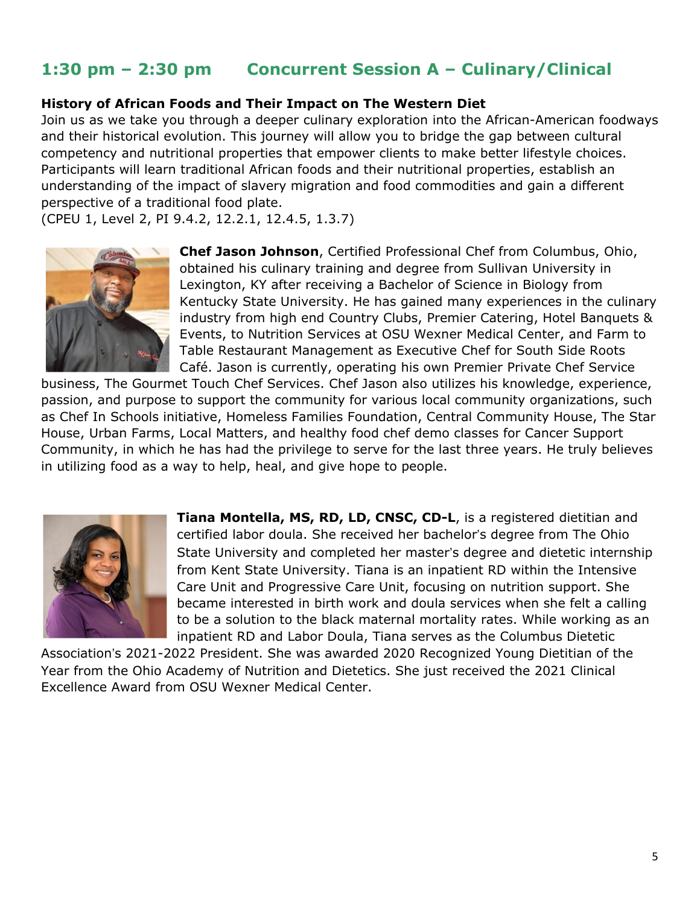## 1:30 pm – 2:30 pm Concurrent Session A – Culinary/Clinical

**History of African Foods and Their Impact on The Western Diet**

Join us as we take you through a deeper culinary exploration into the African-American foodways and their historical evolution. This journey will allow you to bridge the gap between cultural competency and nutritional properties that empower clients to make better lifestyle choices. Participants will learn traditional African foods and their nutritional properties, establish an understanding of the impact of slavery migration and food commodities and gain a different perspective of a traditional food plate.
(CPEU 1, Level 2, PI 9.4.2, 12.2.1, 12.4.5, 1.3.7)

**Chef Jason Johnson**, Certified Professional Chef from Columbus, Ohio, obtained his culinary training and degree from Sullivan University in Lexington, KY after receiving a Bachelor of Science in Biology from Kentucky State University. He has gained many experiences in the culinary industry from high end Country Clubs, Premier Catering, Hotel Banquets & Events, to Nutrition Services at OSU Wexner Medical Center, and Farm to Table Restaurant Management as Executive Chef for South Side Roots Café. Jason is currently, operating his own Premier Private Chef Service business, The Gourmet Touch Chef Services. Chef Jason also utilizes his knowledge, experience, passion, and purpose to support the community for various local community organizations, such as Chef In Schools initiative, Homeless Families Foundation, Central Community House, The Star House, Urban Farms, Local Matters, and healthy food chef demo classes for Cancer Support Community, in which he has had the privilege to serve for the last three years. He truly believes in utilizing food as a way to help, heal, and give hope to people.

**Tiana Montella, MS, RD, LD, CNSC, CD-L**, is a registered dietitian and certified labor doula. She received her bachelor's degree from The Ohio State University and completed her master's degree and dietetic internship from Kent State University. Tiana is an inpatient RD within the Intensive Care Unit and Progressive Care Unit, focusing on nutrition support. She became interested in birth work and doula services when she felt a calling to be a solution to the black maternal mortality rates. While working as an inpatient RD and Labor Doula, Tiana serves as the Columbus Dietetic Association's 2021-2022 President. She was awarded 2020 Recognized Young Dietitian of the Year from the Ohio Academy of Nutrition and Dietetics. She just received the 2021 Clinical Excellence Award from OSU Wexner Medical Center.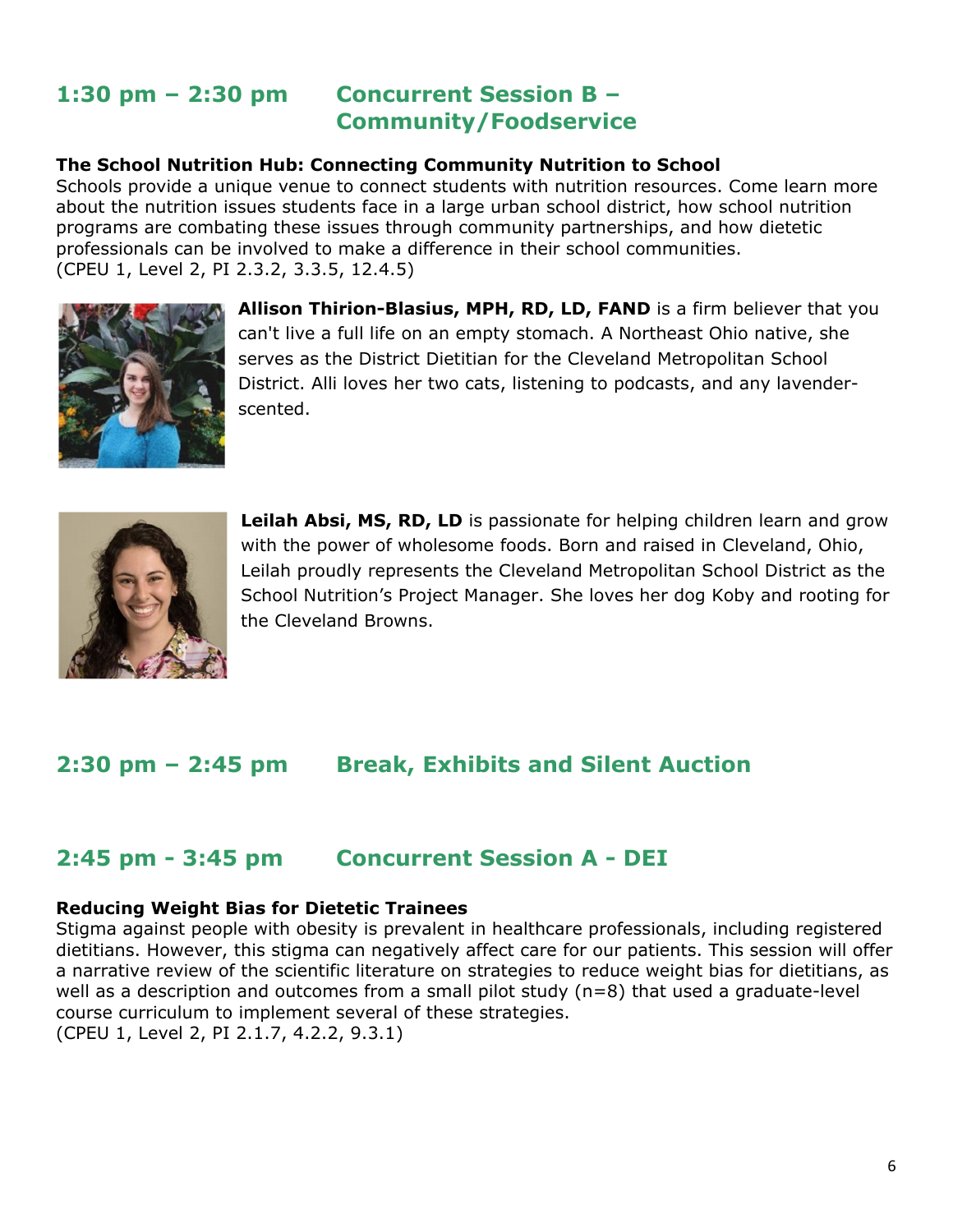## 1:30 pm – 2:30 pm Concurrent Session B – Community/Foodservice

**The School Nutrition Hub: Connecting Community Nutrition to School**

Schools provide a unique venue to connect students with nutrition resources. Come learn more about the nutrition issues students face in a large urban school district, how school nutrition programs are combating these issues through community partnerships, and how dietetic professionals can be involved to make a difference in their school communities.
(CPEU 1, Level 2, PI 2.3.2, 3.3.5, 12.4.5)

**Allison Thirion-Blasius, MPH, RD, LD, FAND** is a firm believer that you can't live a full life on an empty stomach. A Northeast Ohio native, she serves as the District Dietitian for the Cleveland Metropolitan School District. Alli loves her two cats, listening to podcasts, and any lavender-scented.

**Leilah Absi, MS, RD, LD** is passionate for helping children learn and grow with the power of wholesome foods. Born and raised in Cleveland, Ohio, Leilah proudly represents the Cleveland Metropolitan School District as the School Nutrition's Project Manager. She loves her dog Koby and rooting for the Cleveland Browns.

## 2:30 pm – 2:45 pm Break, Exhibits and Silent Auction

## 2:45 pm - 3:45 pm Concurrent Session A - DEI

**Reducing Weight Bias for Dietetic Trainees**

Stigma against people with obesity is prevalent in healthcare professionals, including registered dietitians. However, this stigma can negatively affect care for our patients. This session will offer a narrative review of the scientific literature on strategies to reduce weight bias for dietitians, as well as a description and outcomes from a small pilot study (n=8) that used a graduate-level course curriculum to implement several of these strategies.
(CPEU 1, Level 2, PI 2.1.7, 4.2.2, 9.3.1)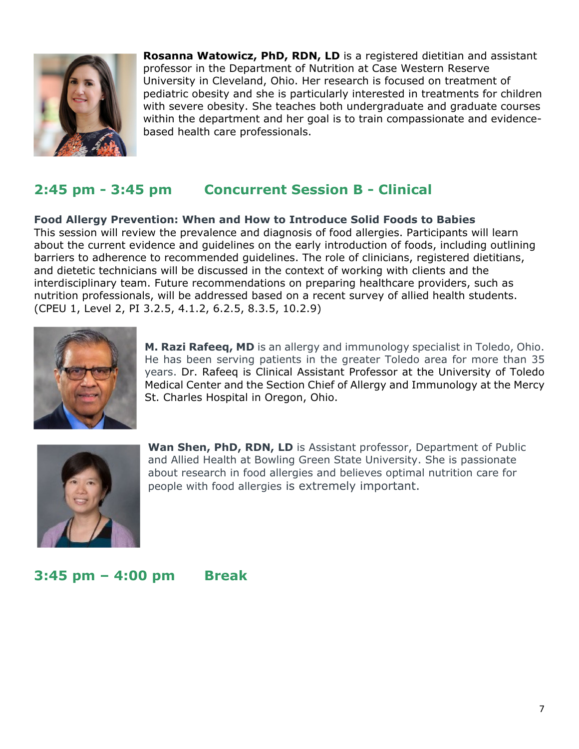**Rosanna Watowicz, PhD, RDN, LD** is a registered dietitian and assistant professor in the Department of Nutrition at Case Western Reserve University in Cleveland, Ohio. Her research is focused on treatment of pediatric obesity and she is particularly interested in treatments for children with severe obesity. She teaches both undergraduate and graduate courses within the department and her goal is to train compassionate and evidence-based health care professionals.

## 2:45 pm - 3:45 pm Concurrent Session B - Clinical

**Food Allergy Prevention: When and How to Introduce Solid Foods to Babies**

This session will review the prevalence and diagnosis of food allergies. Participants will learn about the current evidence and guidelines on the early introduction of foods, including outlining barriers to adherence to recommended guidelines. The role of clinicians, registered dietitians, and dietetic technicians will be discussed in the context of working with clients and the interdisciplinary team. Future recommendations on preparing healthcare providers, such as nutrition professionals, will be addressed based on a recent survey of allied health students. (CPEU 1, Level 2, PI 3.2.5, 4.1.2, 6.2.5, 8.3.5, 10.2.9)

**M. Razi Rafeeq, MD** is an allergy and immunology specialist in Toledo, Ohio. He has been serving patients in the greater Toledo area for more than 35 years. Dr. Rafeeq is Clinical Assistant Professor at the University of Toledo Medical Center and the Section Chief of Allergy and Immunology at the Mercy St. Charles Hospital in Oregon, Ohio.

**Wan Shen, PhD, RDN, LD** is Assistant professor, Department of Public and Allied Health at Bowling Green State University. She is passionate about research in food allergies and believes optimal nutrition care for people with food allergies is extremely important.

## 3:45 pm – 4:00 pm Break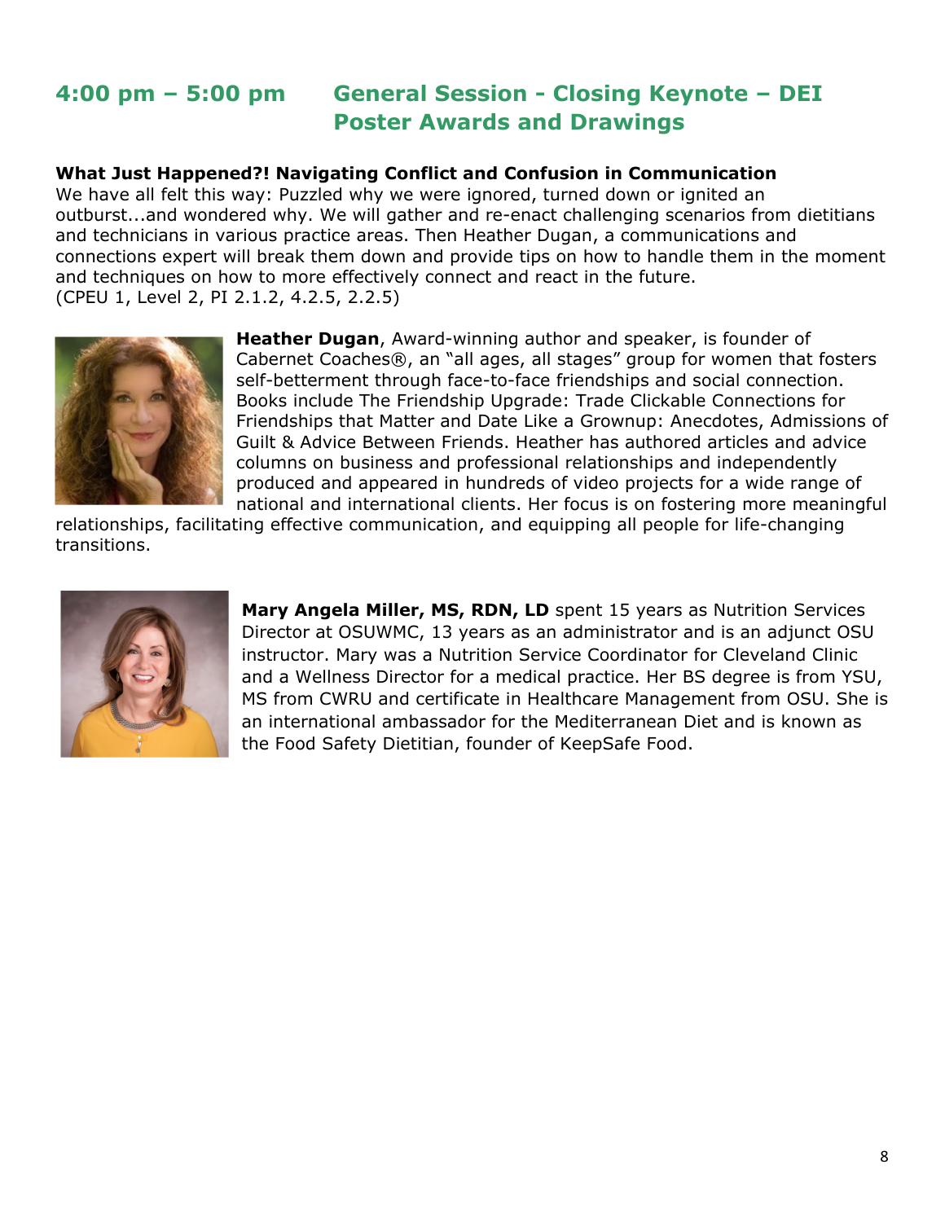## 4:00 pm – 5:00 pm General Session - Closing Keynote – DEI Poster Awards and Drawings

**What Just Happened?! Navigating Conflict and Confusion in Communication**
We have all felt this way: Puzzled why we were ignored, turned down or ignited an outburst...and wondered why. We will gather and re-enact challenging scenarios from dietitians and technicians in various practice areas. Then Heather Dugan, a communications and connections expert will break them down and provide tips on how to handle them in the moment and techniques on how to more effectively connect and react in the future.
(CPEU 1, Level 2, PI 2.1.2, 4.2.5, 2.2.5)

**Heather Dugan**, Award-winning author and speaker, is founder of Cabernet Coaches®, an "all ages, all stages" group for women that fosters self-betterment through face-to-face friendships and social connection. Books include The Friendship Upgrade: Trade Clickable Connections for Friendships that Matter and Date Like a Grownup: Anecdotes, Admissions of Guilt & Advice Between Friends. Heather has authored articles and advice columns on business and professional relationships and independently produced and appeared in hundreds of video projects for a wide range of national and international clients. Her focus is on fostering more meaningful relationships, facilitating effective communication, and equipping all people for life-changing transitions.

**Mary Angela Miller, MS, RDN, LD** spent 15 years as Nutrition Services Director at OSUWMC, 13 years as an administrator and is an adjunct OSU instructor. Mary was a Nutrition Service Coordinator for Cleveland Clinic and a Wellness Director for a medical practice. Her BS degree is from YSU, MS from CWRU and certificate in Healthcare Management from OSU. She is an international ambassador for the Mediterranean Diet and is known as the Food Safety Dietitian, founder of KeepSafe Food.